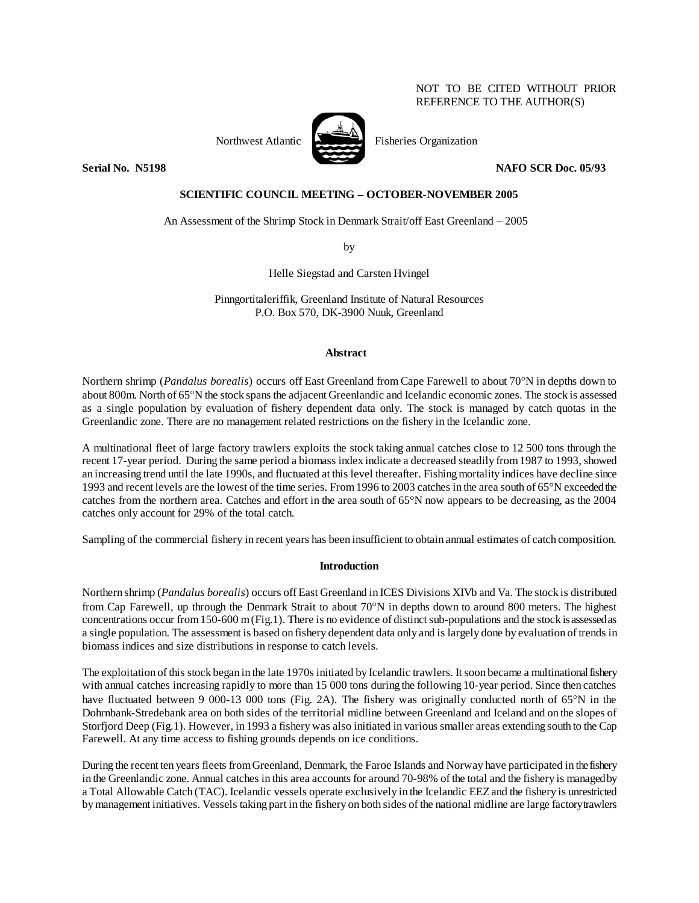NOT TO BE CITED WITHOUT PRIOR REFERENCE TO THE AUTHOR(S)

Northwest Atlantic Fisheries Organization

**Serial No. N5198** **NAFO SCR Doc. 05/93**

**SCIENTIFIC COUNCIL MEETING – OCTOBER-NOVEMBER 2005**

An Assessment of the Shrimp Stock in Denmark Strait/off East Greenland – 2005

by

Helle Siegstad and Carsten Hvingel

Pinngortitaleriffik, Greenland Institute of Natural Resources
P.O. Box 570, DK-3900 Nuuk, Greenland

## Abstract

Northern shrimp (*Pandalus borealis*) occurs off East Greenland from Cape Farewell to about 70°N in depths down to about 800m. North of 65°N the stock spans the adjacent Greenlandic and Icelandic economic zones. The stock is assessed as a single population by evaluation of fishery dependent data only. The stock is managed by catch quotas in the Greenlandic zone. There are no management related restrictions on the fishery in the Icelandic zone.

A multinational fleet of large factory trawlers exploits the stock taking annual catches close to 12 500 tons through the recent 17-year period. During the same period a biomass index indicate a decreased steadily from 1987 to 1993, showed an increasing trend until the late 1990s, and fluctuated at this level thereafter. Fishing mortality indices have decline since 1993 and recent levels are the lowest of the time series. From 1996 to 2003 catches in the area south of 65°N exceeded the catches from the northern area. Catches and effort in the area south of 65°N now appears to be decreasing, as the 2004 catches only account for 29% of the total catch.

Sampling of the commercial fishery in recent years has been insufficient to obtain annual estimates of catch composition.

## Introduction

Northern shrimp (*Pandalus borealis*) occurs off East Greenland in ICES Divisions XIVb and Va. The stock is distributed from Cap Farewell, up through the Denmark Strait to about 70°N in depths down to around 800 meters. The highest concentrations occur from 150-600 m (Fig.1). There is no evidence of distinct sub-populations and the stock is assessed as a single population. The assessment is based on fishery dependent data only and is largely done by evaluation of trends in biomass indices and size distributions in response to catch levels.

The exploitation of this stock began in the late 1970s initiated by Icelandic trawlers. It soon became a multinational fishery with annual catches increasing rapidly to more than 15 000 tons during the following 10-year period. Since then catches have fluctuated between 9 000-13 000 tons (Fig. 2A). The fishery was originally conducted north of 65°N in the Dohrnbank-Stredebank area on both sides of the territorial midline between Greenland and Iceland and on the slopes of Storfjord Deep (Fig.1). However, in 1993 a fishery was also initiated in various smaller areas extending south to the Cap Farewell. At any time access to fishing grounds depends on ice conditions.

During the recent ten years fleets from Greenland, Denmark, the Faroe Islands and Norway have participated in the fishery in the Greenlandic zone. Annual catches in this area accounts for around 70-98% of the total and the fishery is managed by a Total Allowable Catch (TAC). Icelandic vessels operate exclusively in the Icelandic EEZ and the fishery is unrestricted by management initiatives. Vessels taking part in the fishery on both sides of the national midline are large factory trawlers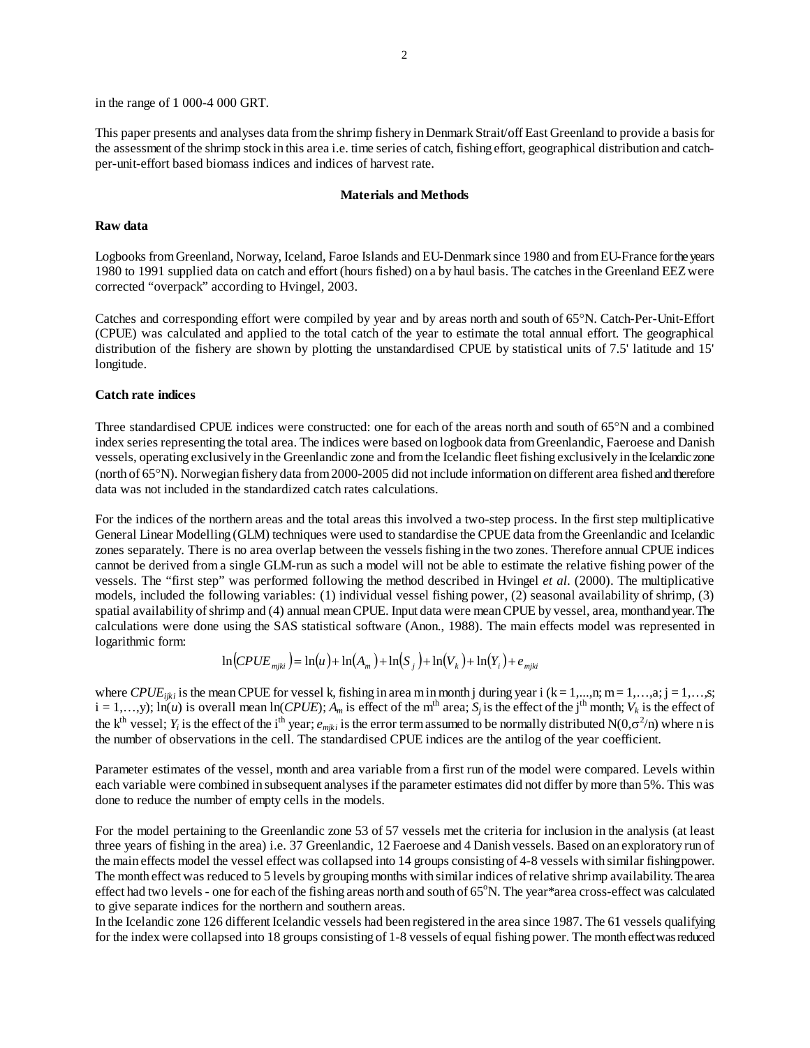in the range of 1 000-4 000 GRT.

This paper presents and analyses data from the shrimp fishery in Denmark Strait/off East Greenland to provide a basis for the assessment of the shrimp stock in this area i.e. time series of catch, fishing effort, geographical distribution and catch-per-unit-effort based biomass indices and indices of harvest rate.

## Materials and Methods

### Raw data

Logbooks from Greenland, Norway, Iceland, Faroe Islands and EU-Denmark since 1980 and from EU-France for the years 1980 to 1991 supplied data on catch and effort (hours fished) on a by haul basis. The catches in the Greenland EEZ were corrected "overpack" according to Hvingel, 2003.

Catches and corresponding effort were compiled by year and by areas north and south of 65°N. Catch-Per-Unit-Effort (CPUE) was calculated and applied to the total catch of the year to estimate the total annual effort. The geographical distribution of the fishery are shown by plotting the unstandardised CPUE by statistical units of 7.5' latitude and 15' longitude.

### Catch rate indices

Three standardised CPUE indices were constructed: one for each of the areas north and south of 65°N and a combined index series representing the total area. The indices were based on logbook data from Greenlandic, Faeroese and Danish vessels, operating exclusively in the Greenlandic zone and from the Icelandic fleet fishing exclusively in the Icelandic zone (north of 65°N). Norwegian fishery data from 2000-2005 did not include information on different area fished and therefore data was not included in the standardized catch rates calculations.

For the indices of the northern areas and the total areas this involved a two-step process. In the first step multiplicative General Linear Modelling (GLM) techniques were used to standardise the CPUE data from the Greenlandic and Icelandic zones separately. There is no area overlap between the vessels fishing in the two zones. Therefore annual CPUE indices cannot be derived from a single GLM-run as such a model will not be able to estimate the relative fishing power of the vessels. The "first step" was performed following the method described in Hvingel *et al.* (2000). The multiplicative models, included the following variables: (1) individual vessel fishing power, (2) seasonal availability of shrimp, (3) spatial availability of shrimp and (4) annual mean CPUE. Input data were mean CPUE by vessel, area, month and year. The calculations were done using the SAS statistical software (Anon., 1988). The main effects model was represented in logarithmic form:

$$\ln(CPUE_{mjki}) = \ln(u) + \ln(A_m) + \ln(S_j) + \ln(V_k) + \ln(Y_i) + e_{mjki}$$

where $CPUE_{ijki}$ is the mean CPUE for vessel k, fishing in area m in month j during year i ($k = 1,...,n$; $m = 1,…,a$; $j = 1,…,s$; $i = 1,…,y$); $\ln(u)$ is overall mean $\ln(CPUE)$; $A_m$ is effect of the m$^{th}$ area; $S_j$ is the effect of the j$^{th}$ month; $V_k$ is the effect of the k$^{th}$ vessel; $Y_i$ is the effect of the i$^{th}$ year; $e_{mjki}$ is the error term assumed to be normally distributed $N(0,\sigma^2/n)$ where n is the number of observations in the cell. The standardised CPUE indices are the antilog of the year coefficient.

Parameter estimates of the vessel, month and area variable from a first run of the model were compared. Levels within each variable were combined in subsequent analyses if the parameter estimates did not differ by more than 5%. This was done to reduce the number of empty cells in the models.

For the model pertaining to the Greenlandic zone 53 of 57 vessels met the criteria for inclusion in the analysis (at least three years of fishing in the area) i.e. 37 Greenlandic, 12 Faeroese and 4 Danish vessels. Based on an exploratory run of the main effects model the vessel effect was collapsed into 14 groups consisting of 4-8 vessels with similar fishing power. The month effect was reduced to 5 levels by grouping months with similar indices of relative shrimp availability. The area effect had two levels - one for each of the fishing areas north and south of 65°N. The year*area cross-effect was calculated to give separate indices for the northern and southern areas.

In the Icelandic zone 126 different Icelandic vessels had been registered in the area since 1987. The 61 vessels qualifying for the index were collapsed into 18 groups consisting of 1-8 vessels of equal fishing power. The month effect was reduced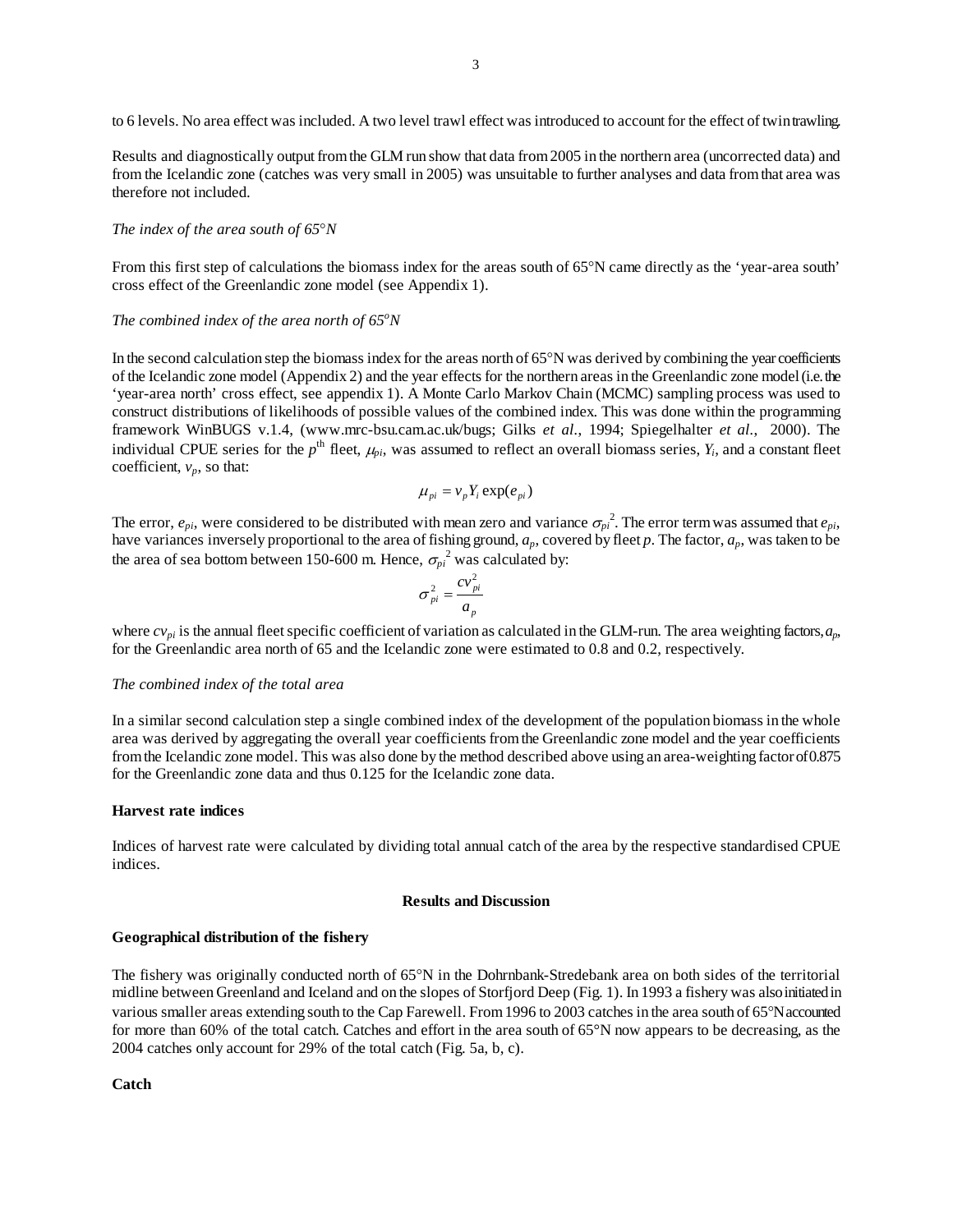to 6 levels. No area effect was included. A two level trawl effect was introduced to account for the effect of twin trawling.

Results and diagnostically output from the GLM run show that data from 2005 in the northern area (uncorrected data) and from the Icelandic zone (catches was very small in 2005) was unsuitable to further analyses and data from that area was therefore not included.

*The index of the area south of 65°N*

From this first step of calculations the biomass index for the areas south of 65°N came directly as the 'year-area south' cross effect of the Greenlandic zone model (see Appendix 1).

*The combined index of the area north of 65°N*

In the second calculation step the biomass index for the areas north of 65°N was derived by combining the year coefficients of the Icelandic zone model (Appendix 2) and the year effects for the northern areas in the Greenlandic zone model (i.e. the 'year-area north' cross effect, see appendix 1). A Monte Carlo Markov Chain (MCMC) sampling process was used to construct distributions of likelihoods of possible values of the combined index. This was done within the programming framework WinBUGS v.1.4, (www.mrc-bsu.cam.ac.uk/bugs; Gilks *et al.*, 1994; Spiegelhalter *et al.*, 2000). The individual CPUE series for the $p^{th}$ fleet, $\mu_{pi}$, was assumed to reflect an overall biomass series, $Y_i$, and a constant fleet coefficient, $v_p$, so that:

$$\mu_{pi} = v_p Y_i \exp(e_{pi})$$

The error, $e_{pi}$, were considered to be distributed with mean zero and variance $\sigma_{pi}^2$. The error term was assumed that $e_{pi}$, have variances inversely proportional to the area of fishing ground, $a_p$, covered by fleet $p$. The factor, $a_p$, was taken to be the area of sea bottom between 150-600 m. Hence, $\sigma_{pi}^2$ was calculated by:

$$\sigma_{pi}^2 = \frac{cv_{pi}^2}{a_p}$$

where $cv_{pi}$ is the annual fleet specific coefficient of variation as calculated in the GLM-run. The area weighting factors, $a_p$, for the Greenlandic area north of 65 and the Icelandic zone were estimated to 0.8 and 0.2, respectively.

*The combined index of the total area*

In a similar second calculation step a single combined index of the development of the population biomass in the whole area was derived by aggregating the overall year coefficients from the Greenlandic zone model and the year coefficients from the Icelandic zone model. This was also done by the method described above using an area-weighting factor of 0.875 for the Greenlandic zone data and thus 0.125 for the Icelandic zone data.

**Harvest rate indices**

Indices of harvest rate were calculated by dividing total annual catch of the area by the respective standardised CPUE indices.

## Results and Discussion

**Geographical distribution of the fishery**

The fishery was originally conducted north of 65°N in the Dohrnbank-Stredebank area on both sides of the territorial midline between Greenland and Iceland and on the slopes of Storfjord Deep (Fig. 1). In 1993 a fishery was also initiated in various smaller areas extending south to the Cap Farewell. From 1996 to 2003 catches in the area south of 65°N accounted for more than 60% of the total catch. Catches and effort in the area south of 65°N now appears to be decreasing, as the 2004 catches only account for 29% of the total catch (Fig. 5a, b, c).

**Catch**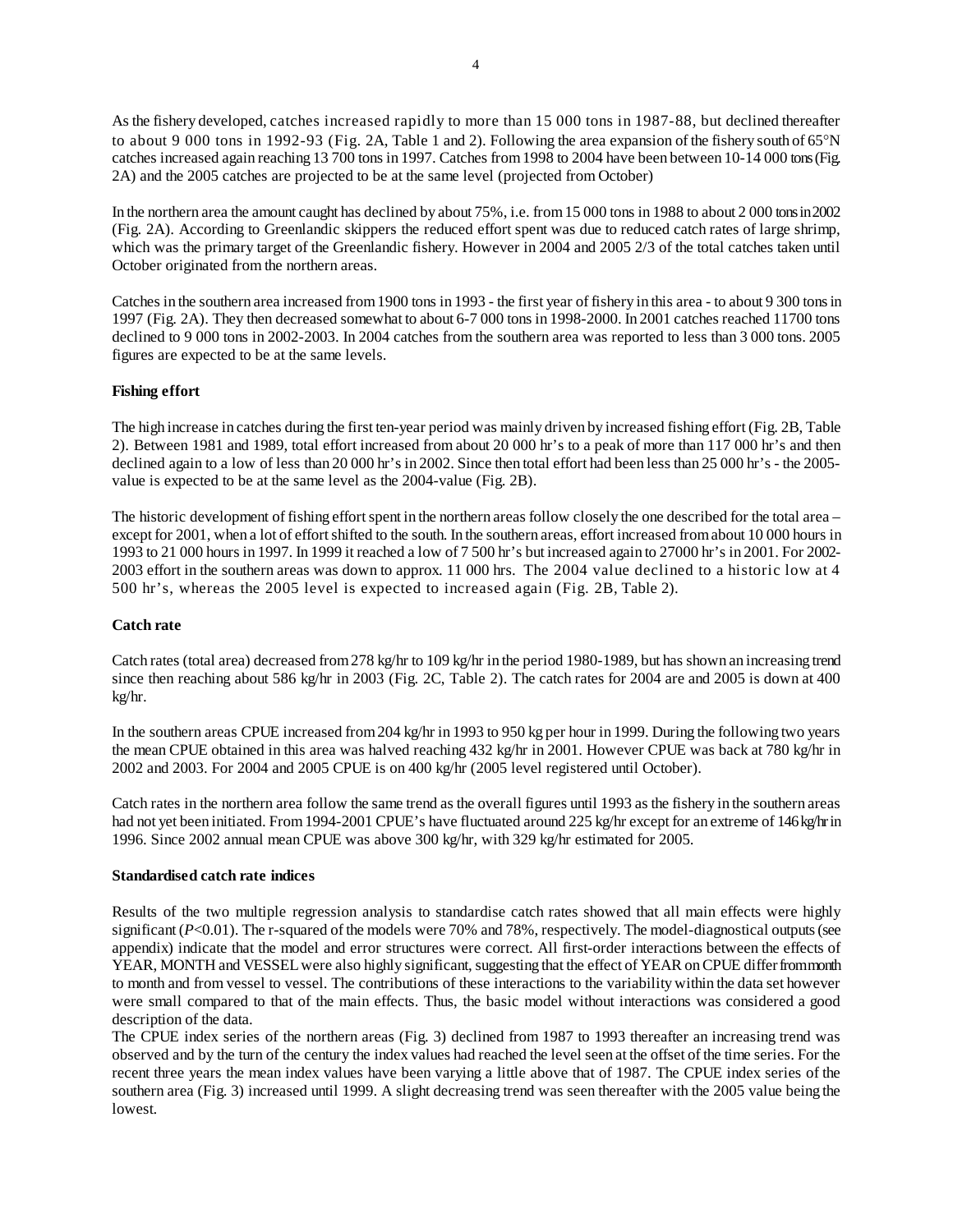As the fishery developed, catches increased rapidly to more than 15 000 tons in 1987-88, but declined thereafter to about 9 000 tons in 1992-93 (Fig. 2A, Table 1 and 2). Following the area expansion of the fishery south of 65°N catches increased again reaching 13 700 tons in 1997. Catches from 1998 to 2004 have been between 10-14 000 tons (Fig. 2A) and the 2005 catches are projected to be at the same level (projected from October)

In the northern area the amount caught has declined by about 75%, i.e. from 15 000 tons in 1988 to about 2 000 tons in 2002 (Fig. 2A). According to Greenlandic skippers the reduced effort spent was due to reduced catch rates of large shrimp, which was the primary target of the Greenlandic fishery. However in 2004 and 2005 2/3 of the total catches taken until October originated from the northern areas.

Catches in the southern area increased from 1900 tons in 1993 - the first year of fishery in this area - to about 9 300 tons in 1997 (Fig. 2A). They then decreased somewhat to about 6-7 000 tons in 1998-2000. In 2001 catches reached 11700 tons declined to 9 000 tons in 2002-2003. In 2004 catches from the southern area was reported to less than 3 000 tons. 2005 figures are expected to be at the same levels.

**Fishing effort**

The high increase in catches during the first ten-year period was mainly driven by increased fishing effort (Fig. 2B, Table 2). Between 1981 and 1989, total effort increased from about 20 000 hr's to a peak of more than 117 000 hr's and then declined again to a low of less than 20 000 hr's in 2002. Since then total effort had been less than 25 000 hr's - the 2005-value is expected to be at the same level as the 2004-value (Fig. 2B).

The historic development of fishing effort spent in the northern areas follow closely the one described for the total area – except for 2001, when a lot of effort shifted to the south. In the southern areas, effort increased from about 10 000 hours in 1993 to 21 000 hours in 1997. In 1999 it reached a low of 7 500 hr's but increased again to 27000 hr's in 2001. For 2002-2003 effort in the southern areas was down to approx. 11 000 hrs. The 2004 value declined to a historic low at 4 500 hr's, whereas the 2005 level is expected to increased again (Fig. 2B, Table 2).

**Catch rate**

Catch rates (total area) decreased from 278 kg/hr to 109 kg/hr in the period 1980-1989, but has shown an increasing trend since then reaching about 586 kg/hr in 2003 (Fig. 2C, Table 2). The catch rates for 2004 are and 2005 is down at 400 kg/hr.

In the southern areas CPUE increased from 204 kg/hr in 1993 to 950 kg per hour in 1999. During the following two years the mean CPUE obtained in this area was halved reaching 432 kg/hr in 2001. However CPUE was back at 780 kg/hr in 2002 and 2003. For 2004 and 2005 CPUE is on 400 kg/hr (2005 level registered until October).

Catch rates in the northern area follow the same trend as the overall figures until 1993 as the fishery in the southern areas had not yet been initiated. From 1994-2001 CPUE's have fluctuated around 225 kg/hr except for an extreme of 146 kg/hr in 1996. Since 2002 annual mean CPUE was above 300 kg/hr, with 329 kg/hr estimated for 2005.

**Standardised catch rate indices**

Results of the two multiple regression analysis to standardise catch rates showed that all main effects were highly significant ($P<0.01$). The r-squared of the models were 70% and 78%, respectively. The model-diagnostical outputs (see appendix) indicate that the model and error structures were correct. All first-order interactions between the effects of YEAR, MONTH and VESSEL were also highly significant, suggesting that the effect of YEAR on CPUE differ from month to month and from vessel to vessel. The contributions of these interactions to the variability within the data set however were small compared to that of the main effects. Thus, the basic model without interactions was considered a good description of the data.
The CPUE index series of the northern areas (Fig. 3) declined from 1987 to 1993 thereafter an increasing trend was observed and by the turn of the century the index values had reached the level seen at the offset of the time series. For the recent three years the mean index values have been varying a little above that of 1987. The CPUE index series of the southern area (Fig. 3) increased until 1999. A slight decreasing trend was seen thereafter with the 2005 value being the lowest.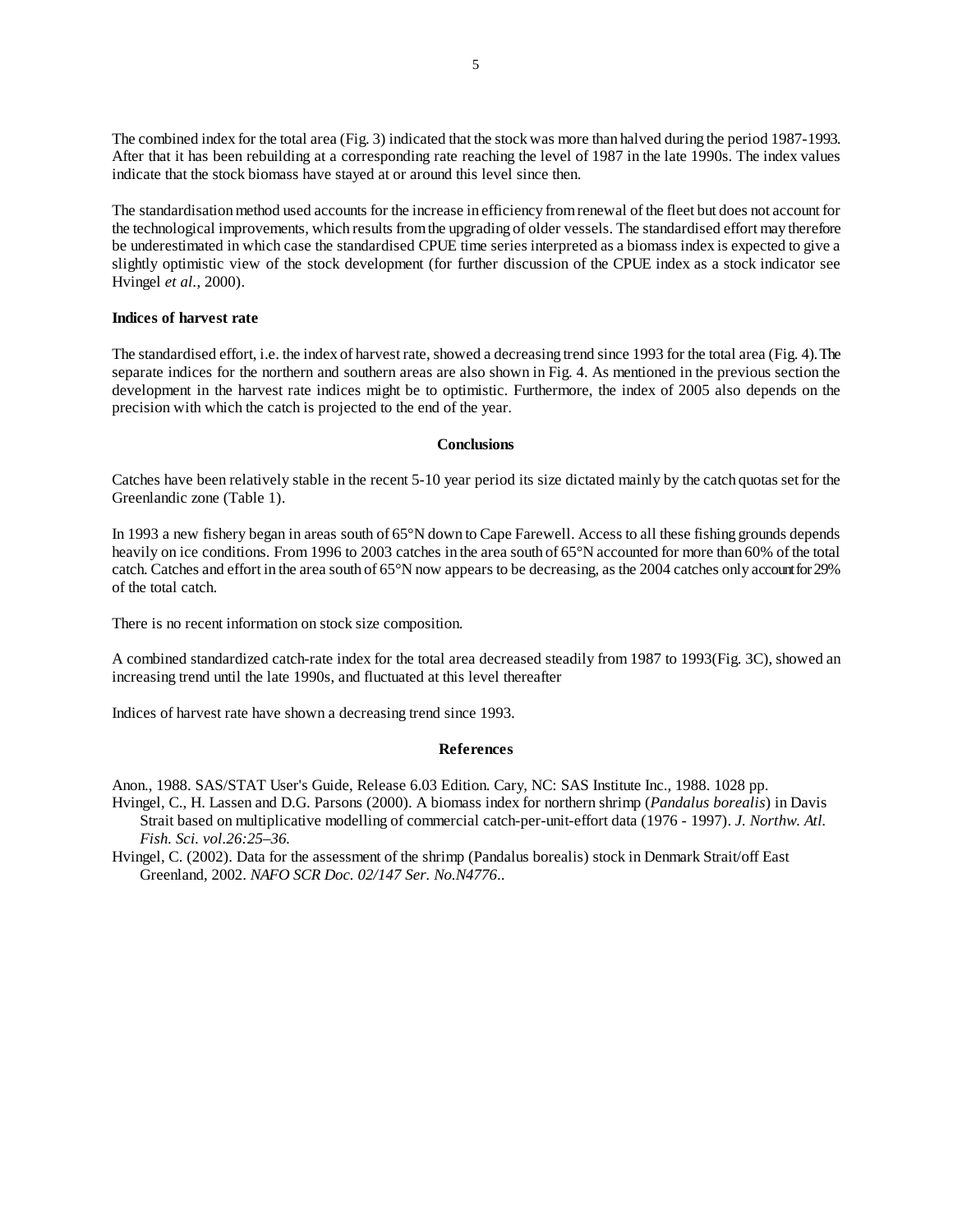The combined index for the total area (Fig. 3) indicated that the stock was more than halved during the period 1987-1993. After that it has been rebuilding at a corresponding rate reaching the level of 1987 in the late 1990s. The index values indicate that the stock biomass have stayed at or around this level since then.

The standardisation method used accounts for the increase in efficiency from renewal of the fleet but does not account for the technological improvements, which results from the upgrading of older vessels. The standardised effort may therefore be underestimated in which case the standardised CPUE time series interpreted as a biomass index is expected to give a slightly optimistic view of the stock development (for further discussion of the CPUE index as a stock indicator see Hvingel *et al.*, 2000).

**Indices of harvest rate**

The standardised effort, i.e. the index of harvest rate, showed a decreasing trend since 1993 for the total area (Fig. 4). The separate indices for the northern and southern areas are also shown in Fig. 4. As mentioned in the previous section the development in the harvest rate indices might be to optimistic. Furthermore, the index of 2005 also depends on the precision with which the catch is projected to the end of the year.

## Conclusions

Catches have been relatively stable in the recent 5-10 year period its size dictated mainly by the catch quotas set for the Greenlandic zone (Table 1).

In 1993 a new fishery began in areas south of 65°N down to Cape Farewell. Access to all these fishing grounds depends heavily on ice conditions. From 1996 to 2003 catches in the area south of 65°N accounted for more than 60% of the total catch. Catches and effort in the area south of 65°N now appears to be decreasing, as the 2004 catches only account for 29% of the total catch.

There is no recent information on stock size composition.

A combined standardized catch-rate index for the total area decreased steadily from 1987 to 1993(Fig. 3C), showed an increasing trend until the late 1990s, and fluctuated at this level thereafter

Indices of harvest rate have shown a decreasing trend since 1993.

## References

Anon., 1988. SAS/STAT User's Guide, Release 6.03 Edition. Cary, NC: SAS Institute Inc., 1988. 1028 pp.

Hvingel, C., H. Lassen and D.G. Parsons (2000). A biomass index for northern shrimp (*Pandalus borealis*) in Davis Strait based on multiplicative modelling of commercial catch-per-unit-effort data (1976 - 1997). *J. Northw. Atl. Fish. Sci. vol.26:25–36.*

Hvingel, C. (2002). Data for the assessment of the shrimp (Pandalus borealis) stock in Denmark Strait/off East Greenland, 2002. *NAFO SCR Doc. 02/147 Ser. No.N4776..*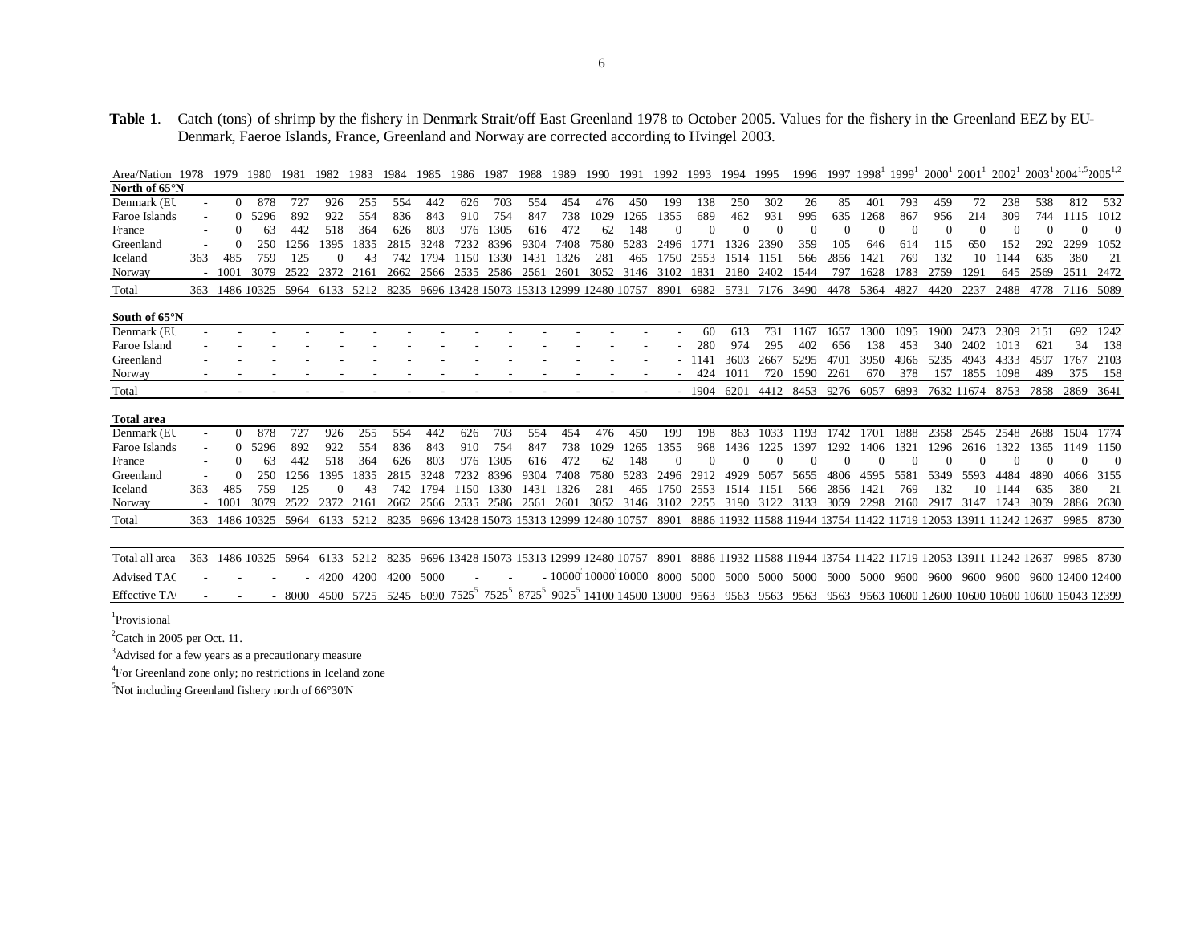**Table 1**. Catch (tons) of shrimp by the fishery in Denmark Strait/off East Greenland 1978 to October 2005. Values for the fishery in the Greenland EEZ by EU-Denmark, Faeroe Islands, France, Greenland and Norway are corrected according to Hvingel 2003.

| Area/Nation | 1978 | 1979 | 1980 | 1981 | 1982 | 1983 | 1984 | 1985 | 1986 | 1987 | 1988 | 1989 | 1990 | 1991 | 1992 | 1993 | 1994 | 1995 | 1996 | 1997 | 1998[1] | 1999[1] | 2000[1] | 2001[1] | 2002[1] | 2003[1] | 2004[1,5] | 2005[1,2] |
|---|---|---|---|---|---|---|---|---|---|---|---|---|---|---|---|---|---|---|---|---|---|---|---|---|---|---|---|---|
| **North of 65°N** | | | | | | | | | | | | | | | | | | | | | | | | | | | | |
| Denmark (EU | - | 0 | 878 | 727 | 926 | 255 | 554 | 442 | 626 | 703 | 554 | 454 | 476 | 450 | 199 | 138 | 250 | 302 | 26 | 85 | 401 | 793 | 459 | 72 | 238 | 538 | 812 | 532 |
| Faroe Islands | - | 0 | 5296 | 892 | 922 | 554 | 836 | 843 | 910 | 754 | 847 | 738 | 1029 | 1265 | 1355 | 689 | 462 | 931 | 995 | 635 | 1268 | 867 | 956 | 214 | 309 | 744 | 1115 | 1012 |
| France | - | 0 | 63 | 442 | 518 | 364 | 626 | 803 | 976 | 1305 | 616 | 472 | 62 | 148 | 0 | 0 | 0 | 0 | 0 | 0 | 0 | 0 | 0 | 0 | 0 | 0 | 0 | 0 |
| Greenland | - | 0 | 250 | 1256 | 1395 | 1835 | 2815 | 3248 | 7232 | 8396 | 9304 | 7408 | 7580 | 5283 | 2496 | 1771 | 1326 | 2390 | 359 | 105 | 646 | 614 | 115 | 650 | 152 | 292 | 2299 | 1052 |
| Iceland | 363 | 485 | 759 | 125 | 0 | 43 | 742 | 1794 | 1150 | 1330 | 1431 | 1326 | 281 | 465 | 1750 | 2553 | 1514 | 1151 | 566 | 2856 | 1421 | 769 | 132 | 10 | 1144 | 635 | 380 | 21 |
| Norway | - | 1001 | 3079 | 2522 | 2372 | 2161 | 2662 | 2566 | 2535 | 2586 | 2561 | 2601 | 3052 | 3146 | 3102 | 1831 | 2180 | 2402 | 1544 | 797 | 1628 | 1783 | 2759 | 1291 | 645 | 2569 | 2511 | 2472 |
| Total | 363 | 1486 | 10325 | 5964 | 6133 | 5212 | 8235 | 9696 | 13428 | 15073 | 15313 | 12999 | 12480 | 10757 | 8901 | 6982 | 5731 | 7176 | 3490 | 4478 | 5364 | 4827 | 4420 | 2237 | 2488 | 4778 | 7116 | 5089 |
| **South of 65°N** | | | | | | | | | | | | | | | | | | | | | | | | | | | | |
| Denmark (EU | - | - | - | - | - | - | - | - | - | - | - | - | - | - | - | 60 | 613 | 731 | 1167 | 1657 | 1300 | 1095 | 1900 | 2473 | 2309 | 2151 | 692 | 1242 |
| Faroe Island | - | - | - | - | - | - | - | - | - | - | - | - | - | - | - | 280 | 974 | 295 | 402 | 656 | 138 | 453 | 340 | 2402 | 1013 | 621 | 34 | 138 |
| Greenland | - | - | - | - | - | - | - | - | - | - | - | - | - | - | - | 1141 | 3603 | 2667 | 5295 | 4701 | 3950 | 4966 | 5235 | 4943 | 4333 | 4597 | 1767 | 2103 |
| Norway | - | - | - | - | - | - | - | - | - | - | - | - | - | - | - | 424 | 1011 | 720 | 1590 | 2261 | 670 | 378 | 157 | 1855 | 1098 | 489 | 375 | 158 |
| Total | - | - | - | - | - | - | - | - | - | - | - | - | - | - | - | 1904 | 6201 | 4412 | 8453 | 9276 | 6057 | 6893 | 7632 | 11674 | 8753 | 7858 | 2869 | 3641 |
| **Total area** | | | | | | | | | | | | | | | | | | | | | | | | | | | | |
| Denmark (EU | - | 0 | 878 | 727 | 926 | 255 | 554 | 442 | 626 | 703 | 554 | 454 | 476 | 450 | 199 | 198 | 863 | 1033 | 1193 | 1742 | 1701 | 1888 | 2358 | 2545 | 2548 | 2688 | 1504 | 1774 |
| Faroe Islands | - | 0 | 5296 | 892 | 922 | 554 | 836 | 843 | 910 | 754 | 847 | 738 | 1029 | 1265 | 1355 | 968 | 1436 | 1225 | 1397 | 1292 | 1406 | 1321 | 1296 | 2616 | 1322 | 1365 | 1149 | 1150 |
| France | - | 0 | 63 | 442 | 518 | 364 | 626 | 803 | 976 | 1305 | 616 | 472 | 62 | 148 | 0 | 0 | 0 | 0 | 0 | 0 | 0 | 0 | 0 | 0 | 0 | 0 | 0 | 0 |
| Greenland | - | 0 | 250 | 1256 | 1395 | 1835 | 2815 | 3248 | 7232 | 8396 | 9304 | 7408 | 7580 | 5283 | 2496 | 2912 | 4929 | 5057 | 5655 | 4806 | 4595 | 5581 | 5349 | 5593 | 4484 | 4890 | 4066 | 3155 |
| Iceland | 363 | 485 | 759 | 125 | 0 | 43 | 742 | 1794 | 1150 | 1330 | 1431 | 1326 | 281 | 465 | 1750 | 2553 | 1514 | 1151 | 566 | 2856 | 1421 | 769 | 132 | 10 | 1144 | 635 | 380 | 21 |
| Norway | - | 1001 | 3079 | 2522 | 2372 | 2161 | 2662 | 2566 | 2535 | 2586 | 2561 | 2601 | 3052 | 3146 | 3102 | 2255 | 3190 | 3122 | 3133 | 3059 | 2298 | 2160 | 2917 | 3147 | 1743 | 3059 | 2886 | 2630 |
| Total | 363 | 1486 | 10325 | 5964 | 6133 | 5212 | 8235 | 9696 | 13428 | 15073 | 15313 | 12999 | 12480 | 10757 | 8901 | 8886 | 11932 | 11588 | 11944 | 13754 | 11422 | 11719 | 12053 | 13911 | 11242 | 12637 | 9985 | 8730 |
| | | | | | | | | | | | | | | | | | | | | | | | | | | | | |
| Total all area | 363 | 1486 | 10325 | 5964 | 6133 | 5212 | 8235 | 9696 | 13428 | 15073 | 15313 | 12999 | 12480 | 10757 | 8901 | 8886 | 11932 | 11588 | 11944 | 13754 | 11422 | 11719 | 12053 | 13911 | 11242 | 12637 | 9985 | 8730 |
| Advised TAC | - | - | - | - | 4200 | 4200 | 4200 | 5000 | - | - | - | 10000[3] | 10000[3] | 10000[3] | 8000 | 5000 | 5000 | 5000 | 5000 | 5000 | 5000 | 9600 | 9600 | 9600 | 9600 | 9600 | 12400 | 12400 |
| Effective TAC | - | - | - | 8000 | 4500 | 5725 | 5245 | 6090 | 7525[5] | 7525[5] | 8725[5] | 9025[5] | 14100 | 14500 | 13000 | 9563 | 9563 | 9563 | 9563 | 9563 | 9563 | 10600 | 12600 | 10600 | 10600 | 10600 | 15043 | 12399 |

[1]Provisional

[2]Catch in 2005 per Oct. 11.

[3]Advised for a few years as a precautionary measure

[4]For Greenland zone only; no restrictions in Iceland zone

[5]Not including Greenland fishery north of 66°30'N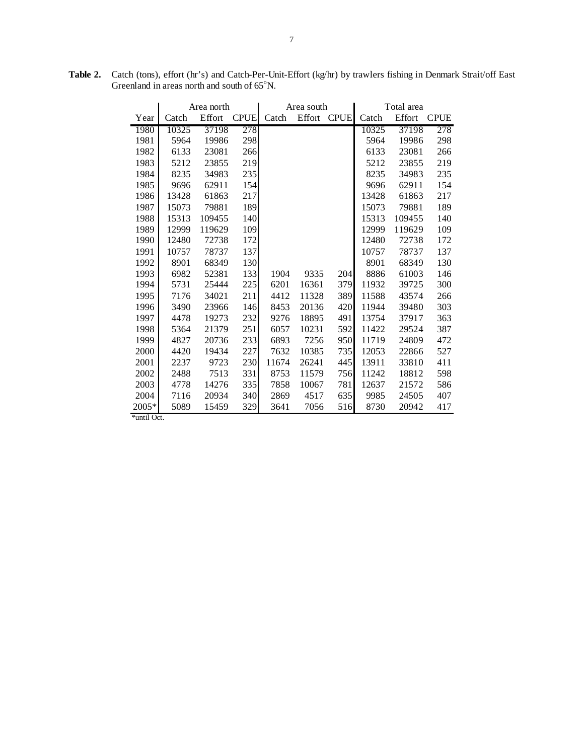**Table 2.** Catch (tons), effort (hr's) and Catch-Per-Unit-Effort (kg/hr) by trawlers fishing in Denmark Strait/off East Greenland in areas north and south of 65°N.

| | Area north | | | Area south | | | Total area | | |
|---|---|---|---|---|---|---|---|---|---|
| Year | Catch | Effort | CPUE | Catch | Effort | CPUE | Catch | Effort | CPUE |
| 1980 | 10325 | 37198 | 278 | | | | 10325 | 37198 | 278 |
| 1981 | 5964 | 19986 | 298 | | | | 5964 | 19986 | 298 |
| 1982 | 6133 | 23081 | 266 | | | | 6133 | 23081 | 266 |
| 1983 | 5212 | 23855 | 219 | | | | 5212 | 23855 | 219 |
| 1984 | 8235 | 34983 | 235 | | | | 8235 | 34983 | 235 |
| 1985 | 9696 | 62911 | 154 | | | | 9696 | 62911 | 154 |
| 1986 | 13428 | 61863 | 217 | | | | 13428 | 61863 | 217 |
| 1987 | 15073 | 79881 | 189 | | | | 15073 | 79881 | 189 |
| 1988 | 15313 | 109455 | 140 | | | | 15313 | 109455 | 140 |
| 1989 | 12999 | 119629 | 109 | | | | 12999 | 119629 | 109 |
| 1990 | 12480 | 72738 | 172 | | | | 12480 | 72738 | 172 |
| 1991 | 10757 | 78737 | 137 | | | | 10757 | 78737 | 137 |
| 1992 | 8901 | 68349 | 130 | | | | 8901 | 68349 | 130 |
| 1993 | 6982 | 52381 | 133 | 1904 | 9335 | 204 | 8886 | 61003 | 146 |
| 1994 | 5731 | 25444 | 225 | 6201 | 16361 | 379 | 11932 | 39725 | 300 |
| 1995 | 7176 | 34021 | 211 | 4412 | 11328 | 389 | 11588 | 43574 | 266 |
| 1996 | 3490 | 23966 | 146 | 8453 | 20136 | 420 | 11944 | 39480 | 303 |
| 1997 | 4478 | 19273 | 232 | 9276 | 18895 | 491 | 13754 | 37917 | 363 |
| 1998 | 5364 | 21379 | 251 | 6057 | 10231 | 592 | 11422 | 29524 | 387 |
| 1999 | 4827 | 20736 | 233 | 6893 | 7256 | 950 | 11719 | 24809 | 472 |
| 2000 | 4420 | 19434 | 227 | 7632 | 10385 | 735 | 12053 | 22866 | 527 |
| 2001 | 2237 | 9723 | 230 | 11674 | 26241 | 445 | 13911 | 33810 | 411 |
| 2002 | 2488 | 7513 | 331 | 8753 | 11579 | 756 | 11242 | 18812 | 598 |
| 2003 | 4778 | 14276 | 335 | 7858 | 10067 | 781 | 12637 | 21572 | 586 |
| 2004 | 7116 | 20934 | 340 | 2869 | 4517 | 635 | 9985 | 24505 | 407 |
| 2005* | 5089 | 15459 | 329 | 3641 | 7056 | 516 | 8730 | 20942 | 417 |

*until Oct.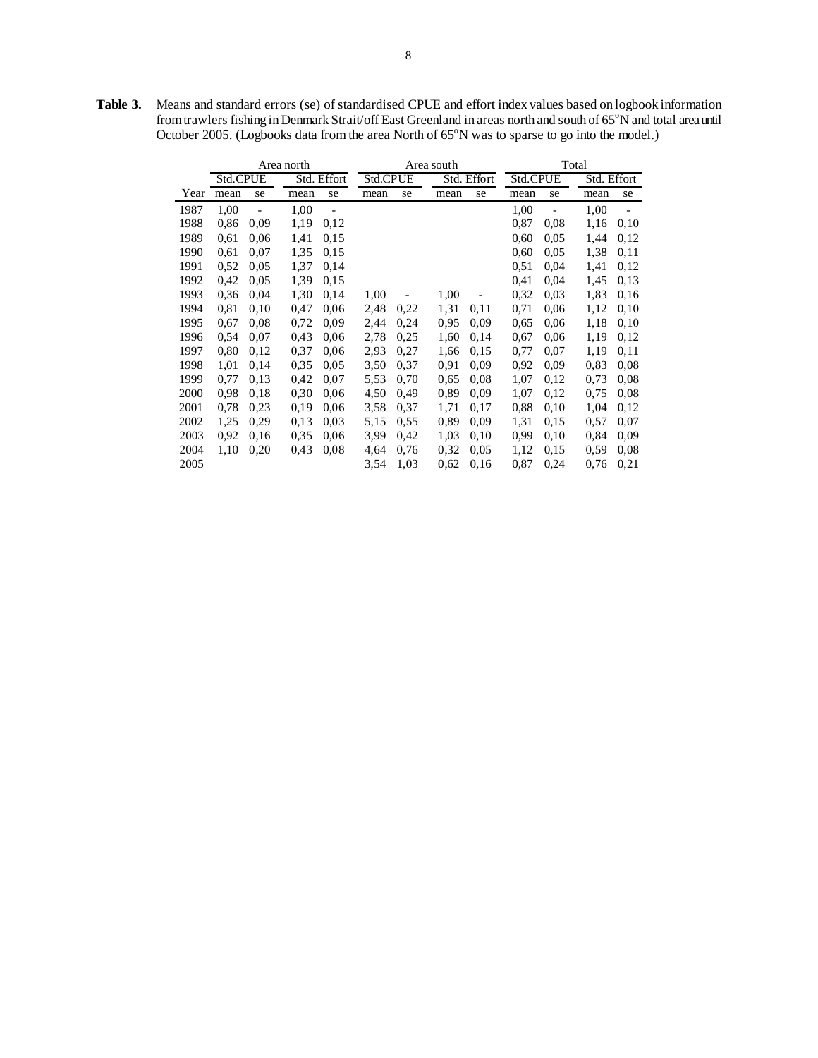**Table 3.** Means and standard errors (se) of standardised CPUE and effort index values based on logbook information from trawlers fishing in Denmark Strait/off East Greenland in areas north and south of 65°N and total area until October 2005. (Logbooks data from the area North of 65°N was to sparse to go into the model.)

| | Area north | | | | Area south | | | | Total | | | |
|---|---|---|---|---|---|---|---|---|---|---|---|---|
| | Std.CPUE | | Std. Effort | | Std.CPUE | | Std. Effort | | Std.CPUE | | Std. Effort | |
| Year | mean | se | mean | se | mean | se | mean | se | mean | se | mean | se |
| 1987 | 1,00 | - | 1,00 | - | | | | | 1,00 | - | 1,00 | - |
| 1988 | 0,86 | 0,09 | 1,19 | 0,12 | | | | | 0,87 | 0,08 | 1,16 | 0,10 |
| 1989 | 0,61 | 0,06 | 1,41 | 0,15 | | | | | 0,60 | 0,05 | 1,44 | 0,12 |
| 1990 | 0,61 | 0,07 | 1,35 | 0,15 | | | | | 0,60 | 0,05 | 1,38 | 0,11 |
| 1991 | 0,52 | 0,05 | 1,37 | 0,14 | | | | | 0,51 | 0,04 | 1,41 | 0,12 |
| 1992 | 0,42 | 0,05 | 1,39 | 0,15 | | | | | 0,41 | 0,04 | 1,45 | 0,13 |
| 1993 | 0,36 | 0,04 | 1,30 | 0,14 | 1,00 | - | 1,00 | - | 0,32 | 0,03 | 1,83 | 0,16 |
| 1994 | 0,81 | 0,10 | 0,47 | 0,06 | 2,48 | 0,22 | 1,31 | 0,11 | 0,71 | 0,06 | 1,12 | 0,10 |
| 1995 | 0,67 | 0,08 | 0,72 | 0,09 | 2,44 | 0,24 | 0,95 | 0,09 | 0,65 | 0,06 | 1,18 | 0,10 |
| 1996 | 0,54 | 0,07 | 0,43 | 0,06 | 2,78 | 0,25 | 1,60 | 0,14 | 0,67 | 0,06 | 1,19 | 0,12 |
| 1997 | 0,80 | 0,12 | 0,37 | 0,06 | 2,93 | 0,27 | 1,66 | 0,15 | 0,77 | 0,07 | 1,19 | 0,11 |
| 1998 | 1,01 | 0,14 | 0,35 | 0,05 | 3,50 | 0,37 | 0,91 | 0,09 | 0,92 | 0,09 | 0,83 | 0,08 |
| 1999 | 0,77 | 0,13 | 0,42 | 0,07 | 5,53 | 0,70 | 0,65 | 0,08 | 1,07 | 0,12 | 0,73 | 0,08 |
| 2000 | 0,98 | 0,18 | 0,30 | 0,06 | 4,50 | 0,49 | 0,89 | 0,09 | 1,07 | 0,12 | 0,75 | 0,08 |
| 2001 | 0,78 | 0,23 | 0,19 | 0,06 | 3,58 | 0,37 | 1,71 | 0,17 | 0,88 | 0,10 | 1,04 | 0,12 |
| 2002 | 1,25 | 0,29 | 0,13 | 0,03 | 5,15 | 0,55 | 0,89 | 0,09 | 1,31 | 0,15 | 0,57 | 0,07 |
| 2003 | 0,92 | 0,16 | 0,35 | 0,06 | 3,99 | 0,42 | 1,03 | 0,10 | 0,99 | 0,10 | 0,84 | 0,09 |
| 2004 | 1,10 | 0,20 | 0,43 | 0,08 | 4,64 | 0,76 | 0,32 | 0,05 | 1,12 | 0,15 | 0,59 | 0,08 |
| 2005 | | | | | 3,54 | 1,03 | 0,62 | 0,16 | 0,87 | 0,24 | 0,76 | 0,21 |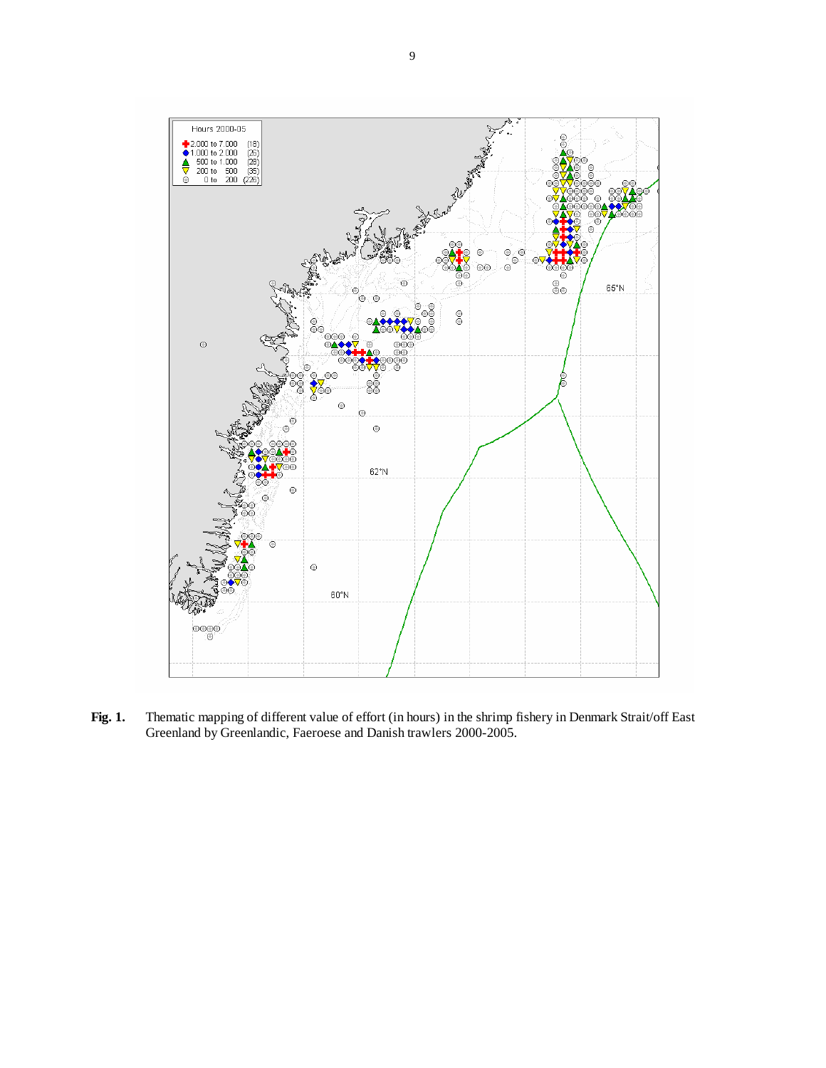**Fig. 1.** Thematic mapping of different value of effort (in hours) in the shrimp fishery in Denmark Strait/off East Greenland by Greenlandic, Faeroese and Danish trawlers 2000-2005.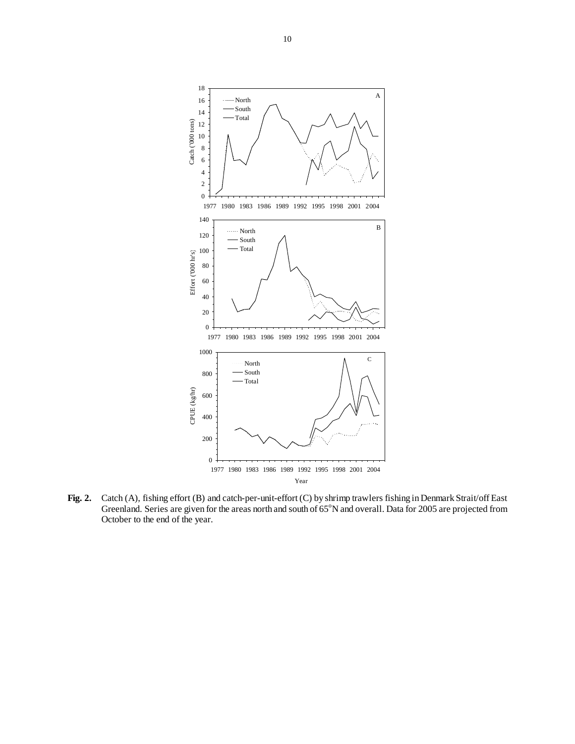**Fig. 2.** Catch (A), fishing effort (B) and catch-per-unit-effort (C) by shrimp trawlers fishing in Denmark Strait/off East Greenland. Series are given for the areas north and south of 65°N and overall. Data for 2005 are projected from October to the end of the year.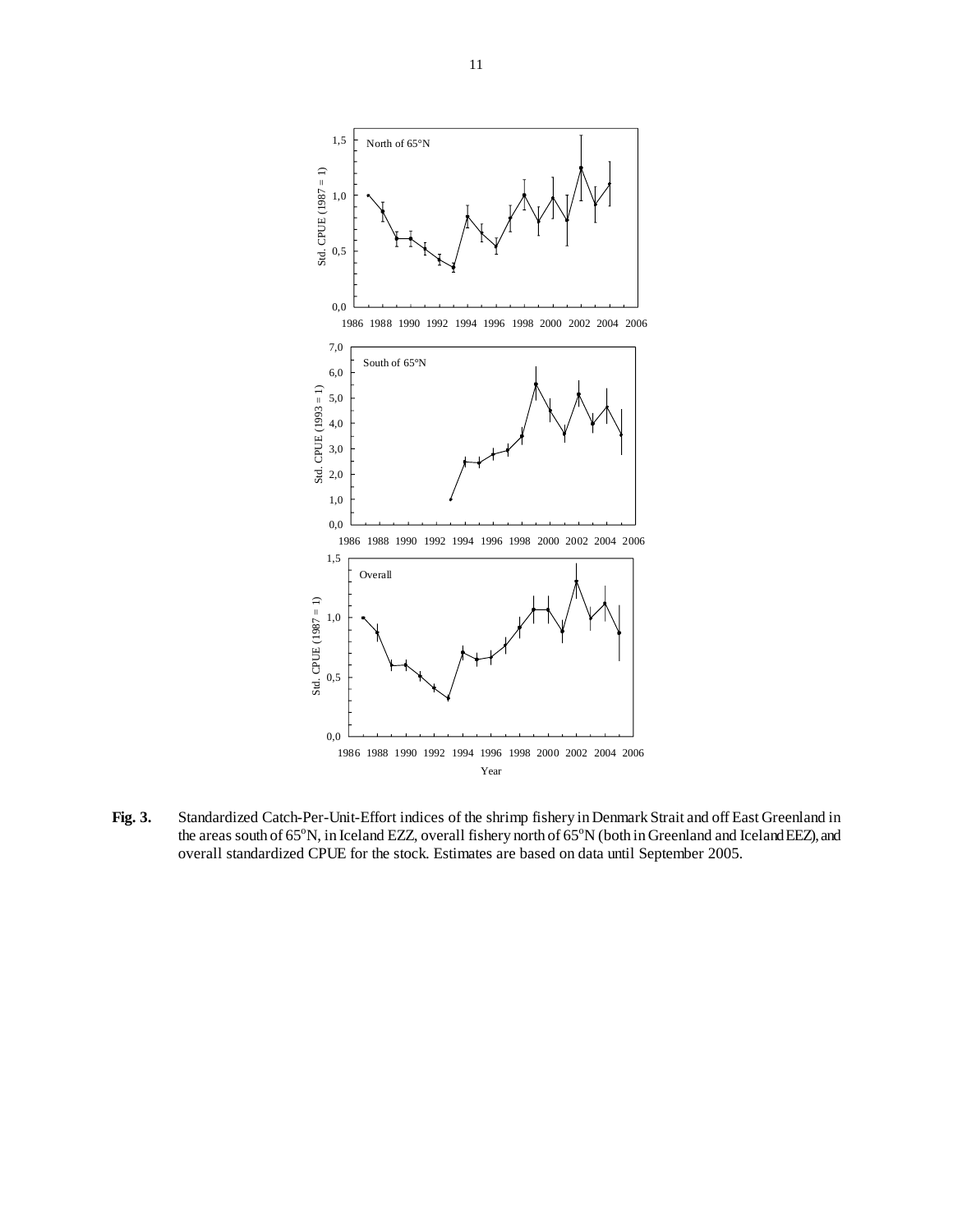**Fig. 3.** Standardized Catch-Per-Unit-Effort indices of the shrimp fishery in Denmark Strait and off East Greenland in the areas south of 65°N, in Iceland EZZ, overall fishery north of 65°N (both in Greenland and Iceland EEZ), and overall standardized CPUE for the stock. Estimates are based on data until September 2005.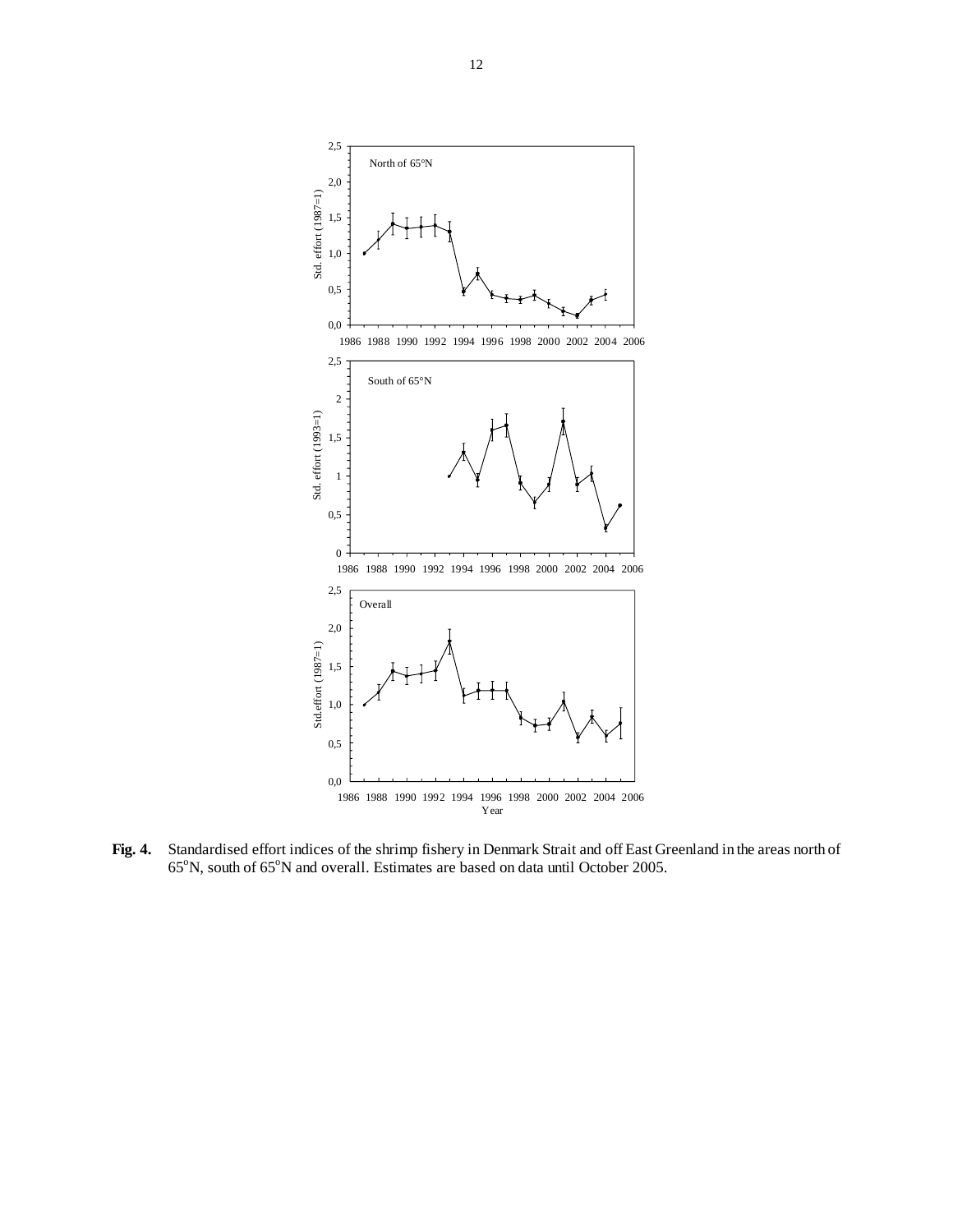**Fig. 4.** Standardised effort indices of the shrimp fishery in Denmark Strait and off East Greenland in the areas north of 65°N, south of 65°N and overall. Estimates are based on data until October 2005.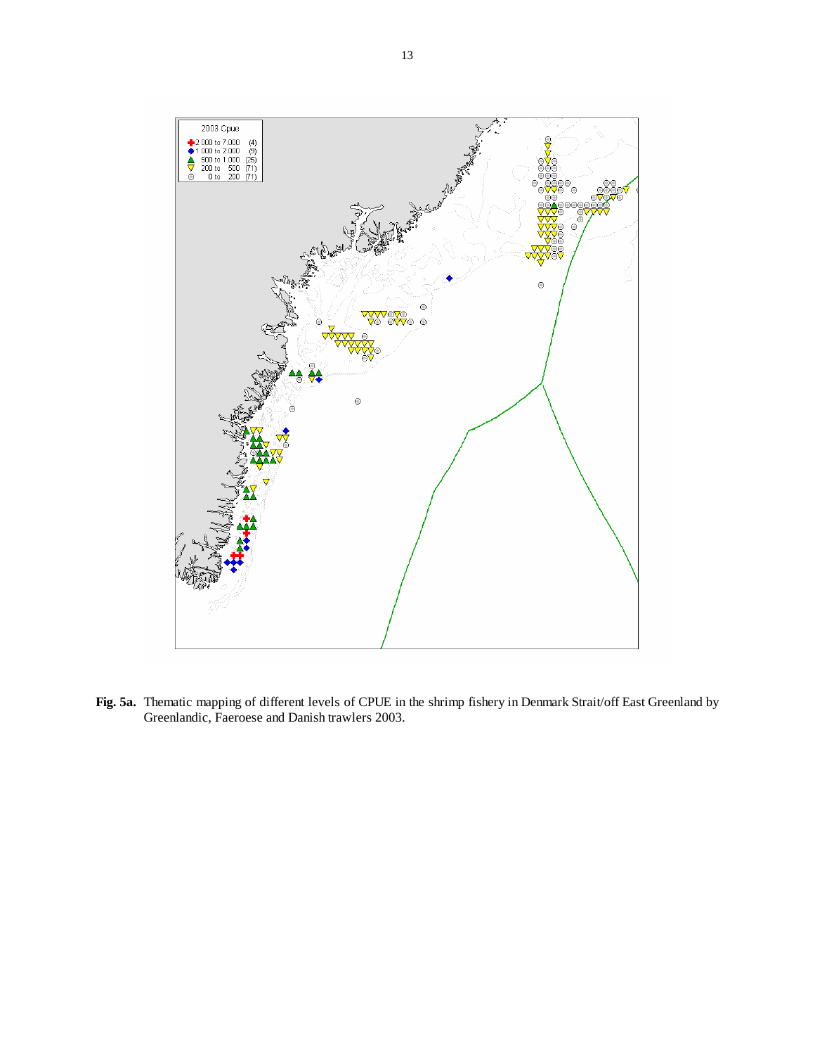**Fig. 5a.** Thematic mapping of different levels of CPUE in the shrimp fishery in Denmark Strait/off East Greenland by Greenlandic, Faeroese and Danish trawlers 2003.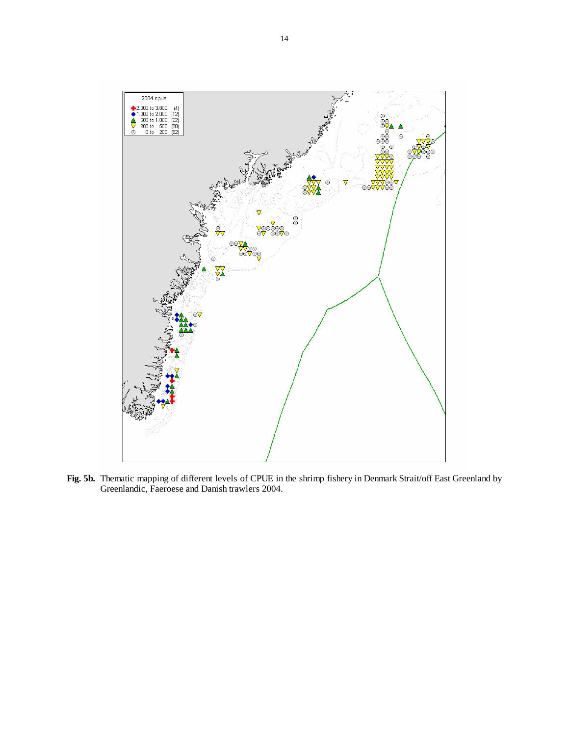**Fig. 5b.** Thematic mapping of different levels of CPUE in the shrimp fishery in Denmark Strait/off East Greenland by Greenlandic, Faeroese and Danish trawlers 2004.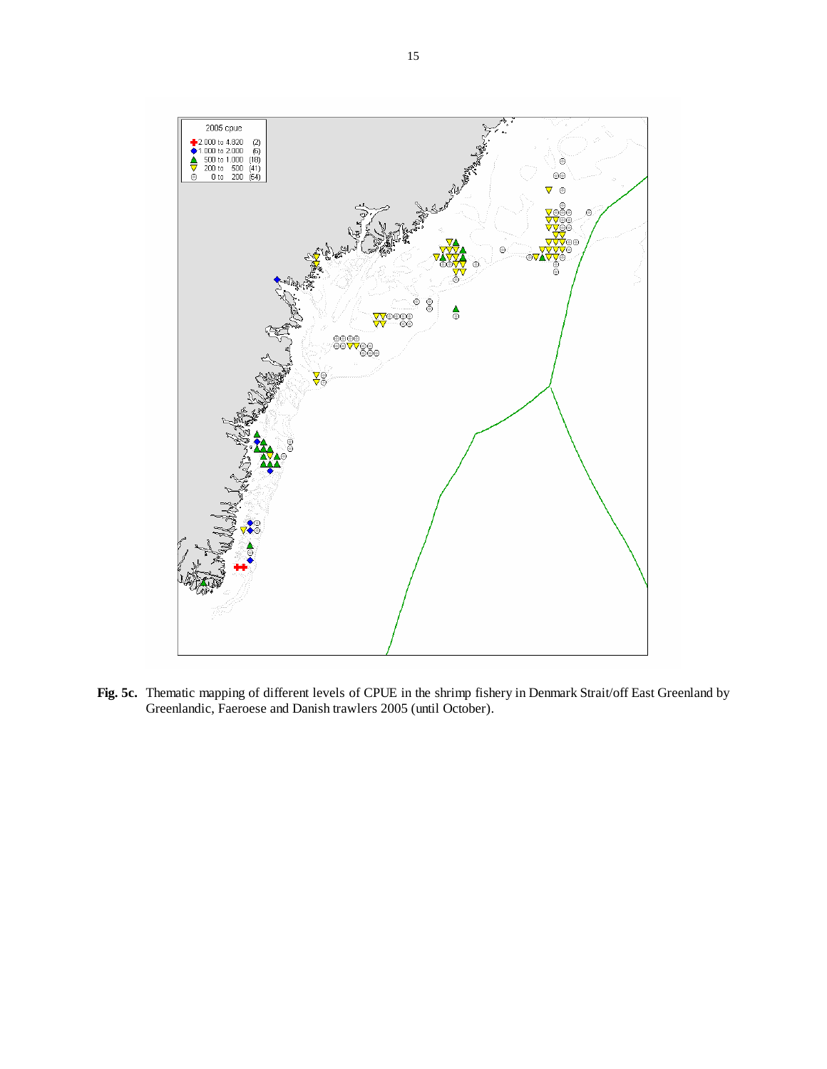**Fig. 5c.** Thematic mapping of different levels of CPUE in the shrimp fishery in Denmark Strait/off East Greenland by Greenlandic, Faeroese and Danish trawlers 2005 (until October).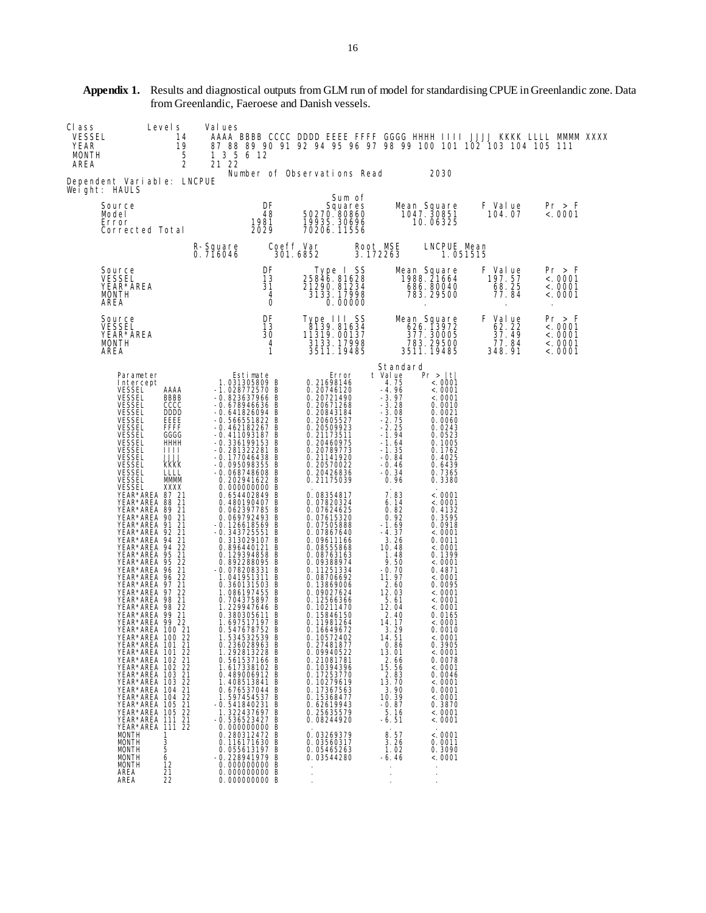**Appendix 1.** Results and diagnostical outputs from GLM run of model for standardising CPUE in Greenlandic zone. Data from Greenlandic, Faeroese and Danish vessels.

| Class | Levels | Values |
|---|---|---|
| VESSEL | 14 | AAAA BBBB CCCC DDDD EEEE FFFF GGGG HHHH IIII JJJJ KKKK LLLL MMMM XXXX |
| YEAR | 19 | 87 88 89 90 91 92 94 95 96 97 98 99 100 101 102 103 104 105 111 |
| MONTH | 5 | 1 3 5 6 12 |
| AREA | 2 | 21 22 |

Number of Observations Read 2030

Dependent Variable: LNCPUE
Weight: HAULS

| Source | DF | Sum of Squares | Mean Square | F Value | Pr > F |
|---|---|---|---|---|---|
| Model | 48 | 50270.80860 | 1047.30851 | 104.07 | <.0001 |
| Error | 1981 | 19935.30696 | 10.06325 | | |
| Corrected Total | 2029 | 70206.11556 | | | |

| R-Square | Coeff Var | Root MSE | LNCPUE Mean |
|---|---|---|---|
| 0.716046 | 301.6852 | 3.172263 | 1.051515 |

| Source | DF | Type I SS | Mean Square | F Value | Pr > F |
|---|---|---|---|---|---|
| VESSEL | 13 | 25846.81628 | 1988.21664 | 197.57 | <.0001 |
| YEAR*AREA | 31 | 21290.81234 | 686.80040 | 68.25 | <.0001 |
| MONTH | 4 | 3133.17998 | 783.29500 | 77.84 | <.0001 |
| AREA | 0 | 0.00000 | . | . | . |

| Source | DF | Type III SS | Mean Square | F Value | Pr > F |
|---|---|---|---|---|---|
| VESSEL | 13 | 8139.81634 | 626.13972 | 62.22 | <.0001 |
| YEAR*AREA | 30 | 11319.00137 | 377.30005 | 37.49 | <.0001 |
| MONTH | 4 | 3133.17998 | 783.29500 | 77.84 | <.0001 |
| AREA | 1 | 3511.19485 | 3511.19485 | 348.91 | <.0001 |

| Parameter | | Estimate | | Standard Error | t Value | Pr > \|t\| |
|---|---|---|---|---|---|---|
| Intercept | | 1.031305809 | B | 0.21698146 | 4.75 | <.0001 |
| VESSEL | AAAA | -1.028772570 | B | 0.20746120 | -4.96 | <.0001 |
| VESSEL | BBBB | -0.823637966 | B | 0.20721490 | -3.97 | <.0001 |
| VESSEL | CCCC | -0.678946636 | B | 0.20671268 | -3.28 | 0.0010 |
| VESSEL | DDDD | -0.641826094 | B | 0.20843184 | -3.08 | 0.0021 |
| VESSEL | EEEE | -0.566551822 | B | 0.20605527 | -2.75 | 0.0060 |
| VESSEL | FFFF | -0.462182267 | B | 0.20509923 | -2.25 | 0.0243 |
| VESSEL | GGGG | -0.411093187 | B | 0.21173511 | -1.94 | 0.0523 |
| VESSEL | HHHH | -0.336199153 | B | 0.20460975 | -1.64 | 0.1005 |
| VESSEL | IIII | -0.281322281 | B | 0.20789773 | -1.35 | 0.1762 |
| VESSEL | JJJJ | -0.177046438 | B | 0.21141920 | -0.84 | 0.4025 |
| VESSEL | KKKK | -0.095098355 | B | 0.20570022 | -0.46 | 0.6439 |
| VESSEL | LLLL | -0.068748608 | B | 0.20426836 | -0.34 | 0.7365 |
| VESSEL | MMMM | 0.202941622 | B | 0.21175039 | 0.96 | 0.3380 |
| VESSEL | XXXX | 0.000000000 | B | . | . | . |
| YEAR*AREA | 87 21 | 0.654402849 | B | 0.08354817 | 7.83 | <.0001 |
| YEAR*AREA | 88 21 | 0.480190407 | B | 0.07820324 | 6.14 | <.0001 |
| YEAR*AREA | 89 21 | 0.062397785 | B | 0.07624625 | 0.82 | 0.4132 |
| YEAR*AREA | 90 21 | 0.069792493 | B | 0.07615320 | 0.92 | 0.3595 |
| YEAR*AREA | 91 21 | -0.126618569 | B | 0.07505888 | -1.69 | 0.0918 |
| YEAR*AREA | 92 21 | -0.343725551 | B | 0.07867640 | -4.37 | <.0001 |
| YEAR*AREA | 94 21 | 0.313029107 | B | 0.09611166 | 3.26 | 0.0011 |
| YEAR*AREA | 94 22 | 0.896440121 | B | 0.08555868 | 10.48 | <.0001 |
| YEAR*AREA | 95 21 | 0.129394858 | B | 0.08763163 | 1.48 | 0.1399 |
| YEAR*AREA | 95 22 | 0.892288095 | B | 0.09388974 | 9.50 | <.0001 |
| YEAR*AREA | 96 21 | -0.078208331 | B | 0.11251334 | -0.70 | 0.4871 |
| YEAR*AREA | 96 22 | 1.041951311 | B | 0.08706692 | 11.97 | <.0001 |
| YEAR*AREA | 97 21 | 0.360131503 | B | 0.13869006 | 2.60 | 0.0095 |
| YEAR*AREA | 97 22 | 1.086197455 | B | 0.09027624 | 12.03 | <.0001 |
| YEAR*AREA | 98 21 | 0.704375897 | B | 0.12566366 | 5.61 | <.0001 |
| YEAR*AREA | 98 22 | 1.229947646 | B | 0.10211470 | 12.04 | <.0001 |
| YEAR*AREA | 99 21 | 0.380305611 | B | 0.15846150 | 2.40 | 0.0165 |
| YEAR*AREA | 99 22 | 1.697517197 | B | 0.11981264 | 14.17 | <.0001 |
| YEAR*AREA | 100 21 | 0.547678752 | B | 0.16649672 | 3.29 | 0.0010 |
| YEAR*AREA | 100 22 | 1.534532539 | B | 0.10572402 | 14.51 | <.0001 |
| YEAR*AREA | 101 21 | 0.236028963 | B | 0.27481877 | 0.86 | 0.3905 |
| YEAR*AREA | 101 22 | 1.292813228 | B | 0.09940522 | 13.01 | <.0001 |
| YEAR*AREA | 102 21 | 0.561537166 | B | 0.21081781 | 2.66 | 0.0078 |
| YEAR*AREA | 102 22 | 1.617338102 | B | 0.10394396 | 15.56 | <.0001 |
| YEAR*AREA | 103 21 | 0.489006912 | B | 0.17253770 | 2.83 | 0.0046 |
| YEAR*AREA | 103 22 | 1.408513841 | B | 0.10279619 | 13.70 | <.0001 |
| YEAR*AREA | 104 21 | 0.676537044 | B | 0.17367563 | 3.90 | 0.0001 |
| YEAR*AREA | 104 22 | 1.597454537 | B | 0.15368477 | 10.39 | <.0001 |
| YEAR*AREA | 105 21 | -0.541840231 | B | 0.62619943 | -0.87 | 0.3870 |
| YEAR*AREA | 105 22 | 1.322437697 | B | 0.25635579 | 5.16 | <.0001 |
| YEAR*AREA | 111 21 | -0.536523427 | B | 0.08244920 | -6.51 | <.0001 |
| YEAR*AREA | 111 22 | 0.000000000 | B | . | . | . |
| MONTH | 1 | 0.280312472 | B | 0.03269379 | 8.57 | <.0001 |
| MONTH | 3 | 0.116171630 | B | 0.03560317 | 3.26 | 0.0011 |
| MONTH | 5 | 0.055613197 | B | 0.05465263 | 1.02 | 0.3090 |
| MONTH | 6 | -0.228941979 | B | 0.03544280 | -6.46 | <.0001 |
| MONTH | 12 | 0.000000000 | B | . | . | . |
| AREA | 21 | 0.000000000 | B | . | . | . |
| AREA | 22 | 0.000000000 | B | . | . | . |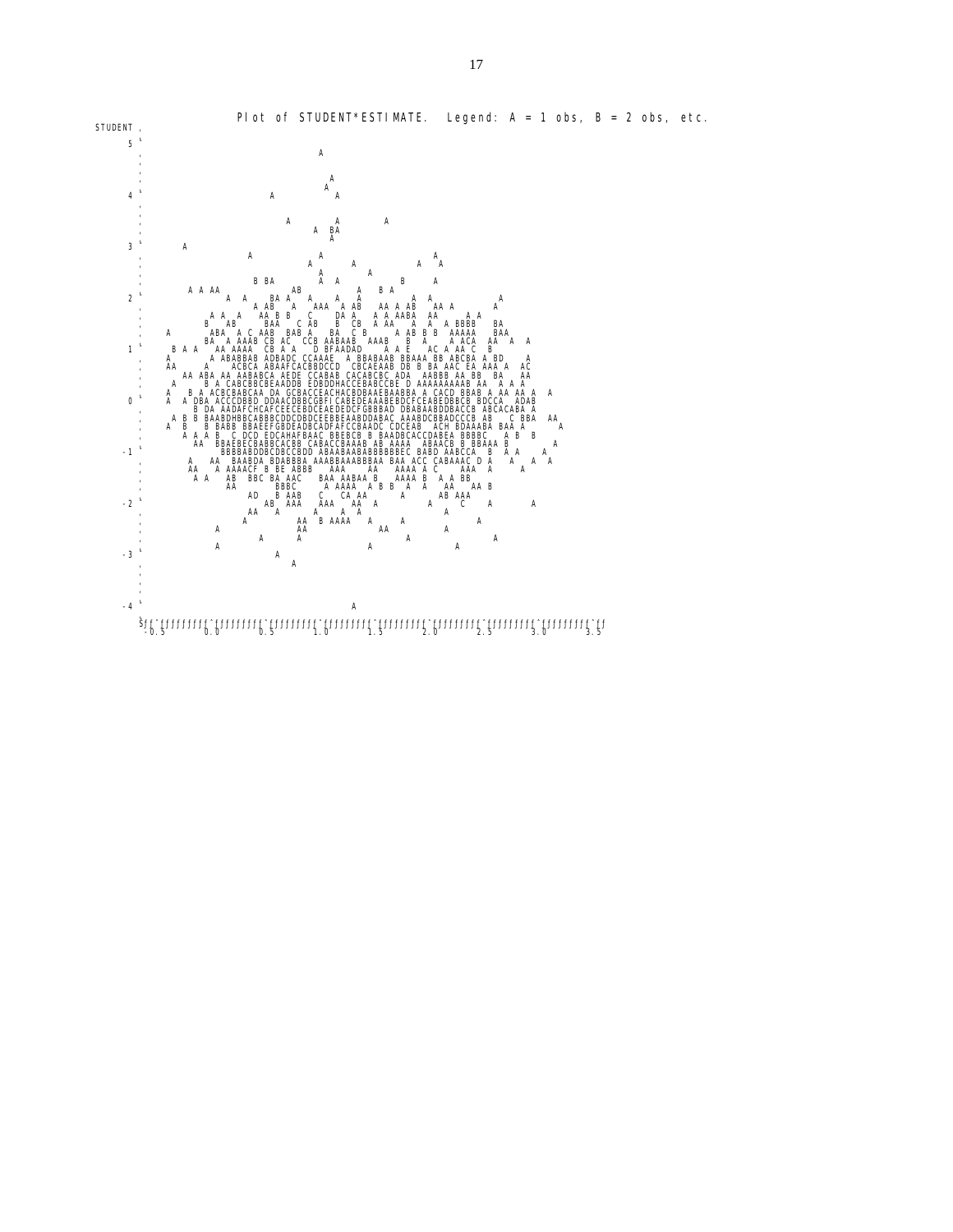Plot of STUDENT*ESTIMATE. Legend: A = 1 obs, B = 2 obs, etc.

```
STUDENT
    5 +
      |                           A
      |
      |                             A
      |                            A
    4 +                   A          A
      |
      |                      A         A        A
      |                               A  BA
      |                                 A
    3 +       A
      |                  A         A                     A
      |                           A      A           A   A
      |                                     A
      |                   B  BA         A   A          B      A
      |          A A AA                 AB       A     B  A
    2 +              A   A     BA A    A     A    A        A  A             A
      |                          A AB   A    AAA   A AB   AA A AB   AA A         A
      |            A  A   A   AA B B    C      DA A   A A AABA   AA      A A
      |           B    AB      BAA    C AB    B  CB   A AA    A  A  A BBBB    BA
      |     A       ABA   A C AAB  BAB A    BA   C B      A AB B B  AAAAA    BAA
      |           BA   A AAAB CB AC   CCB AABAAB  AAAB    B  A      A ACA   AA  A  A
    1 +     B A A    AA AAAA   CB A A    D BFAADAD     A A E    AC A AA C  B
      |    A        A ABABBAB ADBADC CCAAAE   A BBABAAB BBAAA BB ABCBA A BD    A
      |    AA      A      ACBCA ABAAFCACBBDCCD  CBCAEAAB DB B BA AAC EA AAA A  AC
      |       AA ABA AA AABABCA AEDE CCABAB CACABCBC ADA  AABBB AA BB   BA    AA
      |     A      B A CABCBBCBEAADDB EDBDDHACCEBABCCBE D AAAAAAAAAB AA  A A A
      |    A   B A ACBCBABCAA DA GCBACCEACHACBDBAAEBAABBA A CACD BBAB A AA AA A   A
    0 +    A  A DBA ACCCDBBD DDAACDBBCGBFICABEDEAAABEBDCFCEABEDBBCB BDCCA   ADAB
      |          B DA AADAFCHCAFCEECEBDCEAEDEDCFGBBBAD DBABAABDDBACCB ABCACABA A
      |      A B B BAABDHBBCABBBCDDCDBDCEEBBEAABDDABAC AAABDCBBADCCCB AB    C BBA   AA
      |    A  B    B BABB BBAEEFGBDEADBCADFAFCCBAADC CDCEAB   ACH BDAAABA BAA A       A
      |        A  A  B   C DCD EDCAHAFBAAC BBEBCB B BAADBCACCDABEA BBBBC    A  B   B
      |          AA   BBAEBECBABBCACBB CABACCBAAAB AB AAAA   ABAACB B BBAAA B           A
   -1 +              BBBBABDDBCDBCCBDD ABAABAABABBBBBBEC BABD AABCCA   B    A A      A
      |          A    AA  BAABDA BDABBBA AAABBAAABBBAA BAA ACC CABAAAC D A    A    A   A
      |          AA    A AAAACF B BE ABBB   AAA     AA    AAAA A C     AAA  A      A
      |           A A    AB   BBC BA AAC    BAA AABAA B    AAAA B   A A BB
      |                 AA         BBBC      A AAAA   A B B  A  A   AA    AA B
      |                    AD    B AAB    C    CA AA        A          AB AAA
   -2 +                       AB  AAA    AAA    AA  A           A      C     A         A
      |                   AA    A         A      A  A                  A
      |                  A            AA   B AAAA    A      A                   A
      |            A                  AA                AA            A
      |                     A         A                        A                    A
      |            A                                   A                  A
   -3 +                     A
      |                        A
      |
      |
      |
   -4 +                              A
      |
      -+---------+---------+---------+---------+---------+---------+---------+---------+--
     -0.5       0.0       0.5       1.0       1.5       2.0       2.5       3.0       3.5
```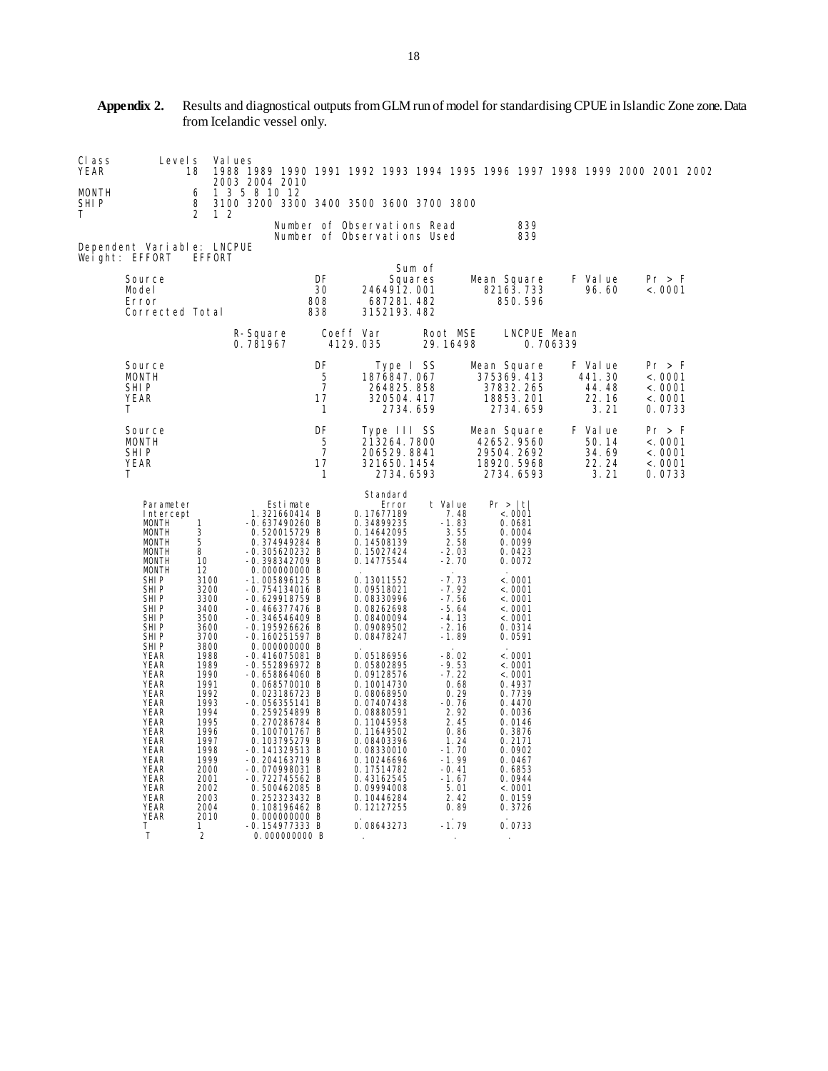**Appendix 2.** Results and diagnostical outputs from GLM run of model for standardising CPUE in Islandic Zone zone. Data from Icelandic vessel only.

| Class | Levels | Values |
|---|---|---|
| YEAR | 18 | 1988 1989 1990 1991 1992 1993 1994 1995 1996 1997 1998 1999 2000 2001 2002 2003 2004 2010 |
| MONTH | 6 | 1 3 5 8 10 12 |
| SHIP | 8 | 3100 3200 3300 3400 3500 3600 3700 3800 |
| T | 2 | 1 2 |

Number of Observations Read 839
Number of Observations Used 839

Dependent Variable: LNCPUE
Weight: EFFORT EFFORT

| Source | DF | Sum of Squares | Mean Square | F Value | Pr > F |
|---|---|---|---|---|---|
| Model | 30 | 2464912.001 | 82163.733 | 96.60 | <.0001 |
| Error | 808 | 687281.482 | 850.596 | | |
| Corrected Total | 838 | 3152193.482 | | | |

| R-Square | Coeff Var | Root MSE | LNCPUE Mean |
|---|---|---|---|
| 0.781967 | 4129.035 | 29.16498 | 0.706339 |

| Source | DF | Type I SS | Mean Square | F Value | Pr > F |
|---|---|---|---|---|---|
| MONTH | 5 | 1876847.067 | 375369.413 | 441.30 | <.0001 |
| SHIP | 7 | 264825.858 | 37832.265 | 44.48 | <.0001 |
| YEAR | 17 | 320504.417 | 18853.201 | 22.16 | <.0001 |
| T | 1 | 2734.659 | 2734.659 | 3.21 | 0.0733 |

| Source | DF | Type III SS | Mean Square | F Value | Pr > F |
|---|---|---|---|---|---|
| MONTH | 5 | 213264.7800 | 42652.9560 | 50.14 | <.0001 |
| SHIP | 7 | 206529.8841 | 29504.2692 | 34.69 | <.0001 |
| YEAR | 17 | 321650.1454 | 18920.5968 | 22.24 | <.0001 |
| T | 1 | 2734.6593 | 2734.6593 | 3.21 | 0.0733 |

| Parameter | | Estimate | | Standard Error | t Value | Pr > \|t\| |
|---|---|---|---|---|---|---|
| Intercept | | 1.321660414 | B | 0.17677189 | 7.48 | <.0001 |
| MONTH | 1 | -0.637490260 | B | 0.34899235 | -1.83 | 0.0681 |
| MONTH | 3 | 0.520015729 | B | 0.14642095 | 3.55 | 0.0004 |
| MONTH | 5 | 0.374949284 | B | 0.14508139 | 2.58 | 0.0099 |
| MONTH | 8 | -0.305620232 | B | 0.15027424 | -2.03 | 0.0423 |
| MONTH | 10 | -0.398342709 | B | 0.14775544 | -2.70 | 0.0072 |
| MONTH | 12 | 0.000000000 | B | . | . | . |
| SHIP | 3100 | -1.005896125 | B | 0.13011552 | -7.73 | <.0001 |
| SHIP | 3200 | -0.754134016 | B | 0.09518021 | -7.92 | <.0001 |
| SHIP | 3300 | -0.629918759 | B | 0.08330996 | -7.56 | <.0001 |
| SHIP | 3400 | -0.466377476 | B | 0.08262698 | -5.64 | <.0001 |
| SHIP | 3500 | -0.346546409 | B | 0.08400094 | -4.13 | <.0001 |
| SHIP | 3600 | -0.195926626 | B | 0.09089502 | -2.16 | 0.0314 |
| SHIP | 3700 | -0.160251597 | B | 0.08478247 | -1.89 | 0.0591 |
| SHIP | 3800 | 0.000000000 | B | . | . | . |
| YEAR | 1988 | -0.416075081 | B | 0.05186956 | -8.02 | <.0001 |
| YEAR | 1989 | -0.552896972 | B | 0.05802895 | -9.53 | <.0001 |
| YEAR | 1990 | -0.658864060 | B | 0.09128576 | -7.22 | <.0001 |
| YEAR | 1991 | 0.068570010 | B | 0.10014730 | 0.68 | 0.4937 |
| YEAR | 1992 | 0.023186723 | B | 0.08068950 | 0.29 | 0.7739 |
| YEAR | 1993 | -0.056355141 | B | 0.07407438 | -0.76 | 0.4470 |
| YEAR | 1994 | 0.259254899 | B | 0.08880591 | 2.92 | 0.0036 |
| YEAR | 1995 | 0.270286784 | B | 0.11045958 | 2.45 | 0.0146 |
| YEAR | 1996 | 0.100701767 | B | 0.11649502 | 0.86 | 0.3876 |
| YEAR | 1997 | 0.103795279 | B | 0.08403396 | 1.24 | 0.2171 |
| YEAR | 1998 | -0.141329513 | B | 0.08330010 | -1.70 | 0.0902 |
| YEAR | 1999 | -0.204163719 | B | 0.10246696 | -1.99 | 0.0467 |
| YEAR | 2000 | -0.070998031 | B | 0.17514782 | -0.41 | 0.6853 |
| YEAR | 2001 | -0.722745562 | B | 0.43162545 | -1.67 | 0.0944 |
| YEAR | 2002 | 0.500462085 | B | 0.09994008 | 5.01 | <.0001 |
| YEAR | 2003 | 0.252323432 | B | 0.10446284 | 2.42 | 0.0159 |
| YEAR | 2004 | 0.108196462 | B | 0.12127255 | 0.89 | 0.3726 |
| YEAR | 2010 | 0.000000000 | B | . | . | . |
| T | 1 | -0.154977333 | B | 0.08643273 | -1.79 | 0.0733 |
| T | 2 | 0.000000000 | B | . | . | . |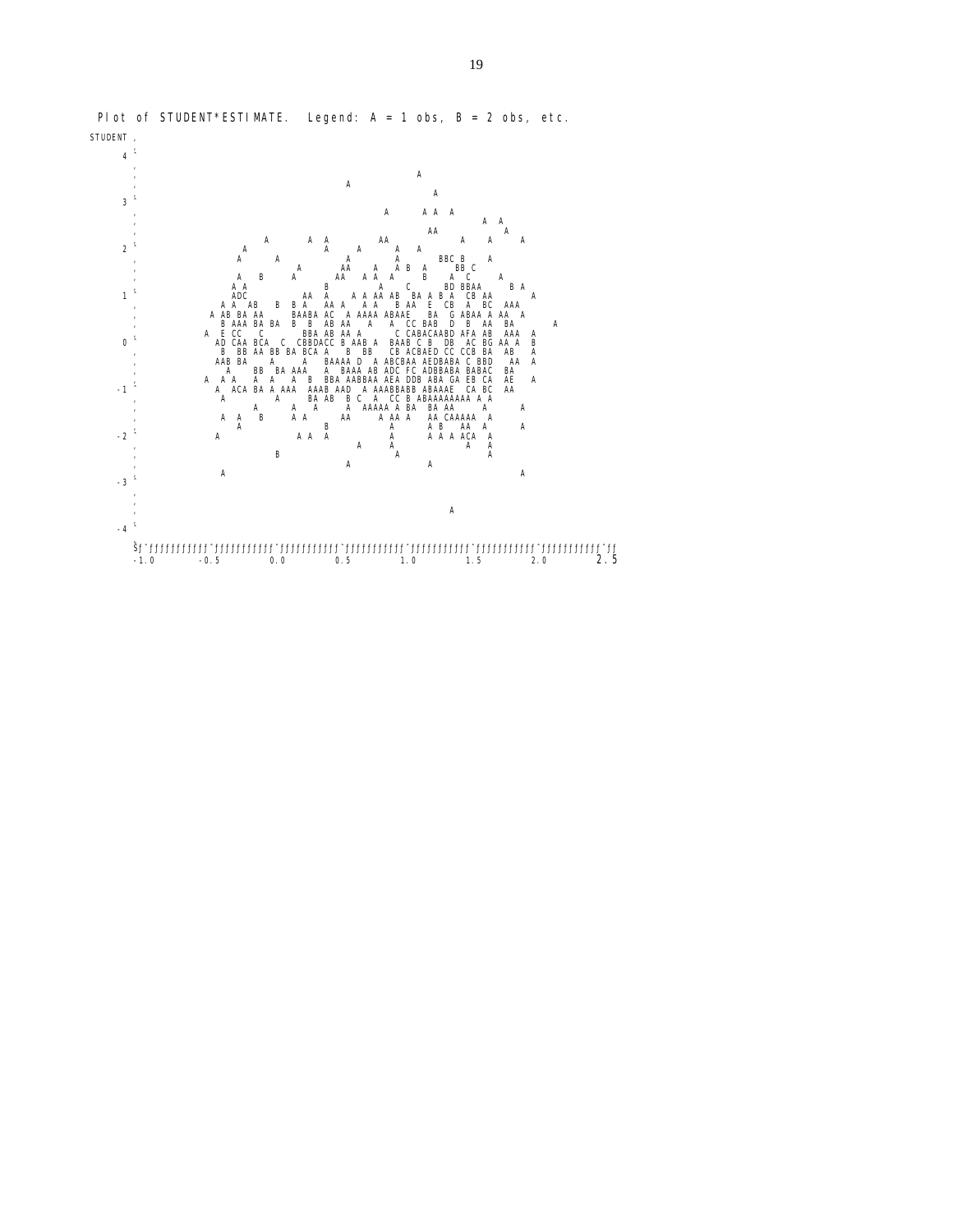Plot of STUDENT*ESTIMATE. Legend: A = 1 obs, B = 2 obs, etc.

STUDENT

4

3

2

1

0

-1

-2

-3

-4

-1.0 -0.5 0.0 0.5 1.0 1.5 2.0 2.5